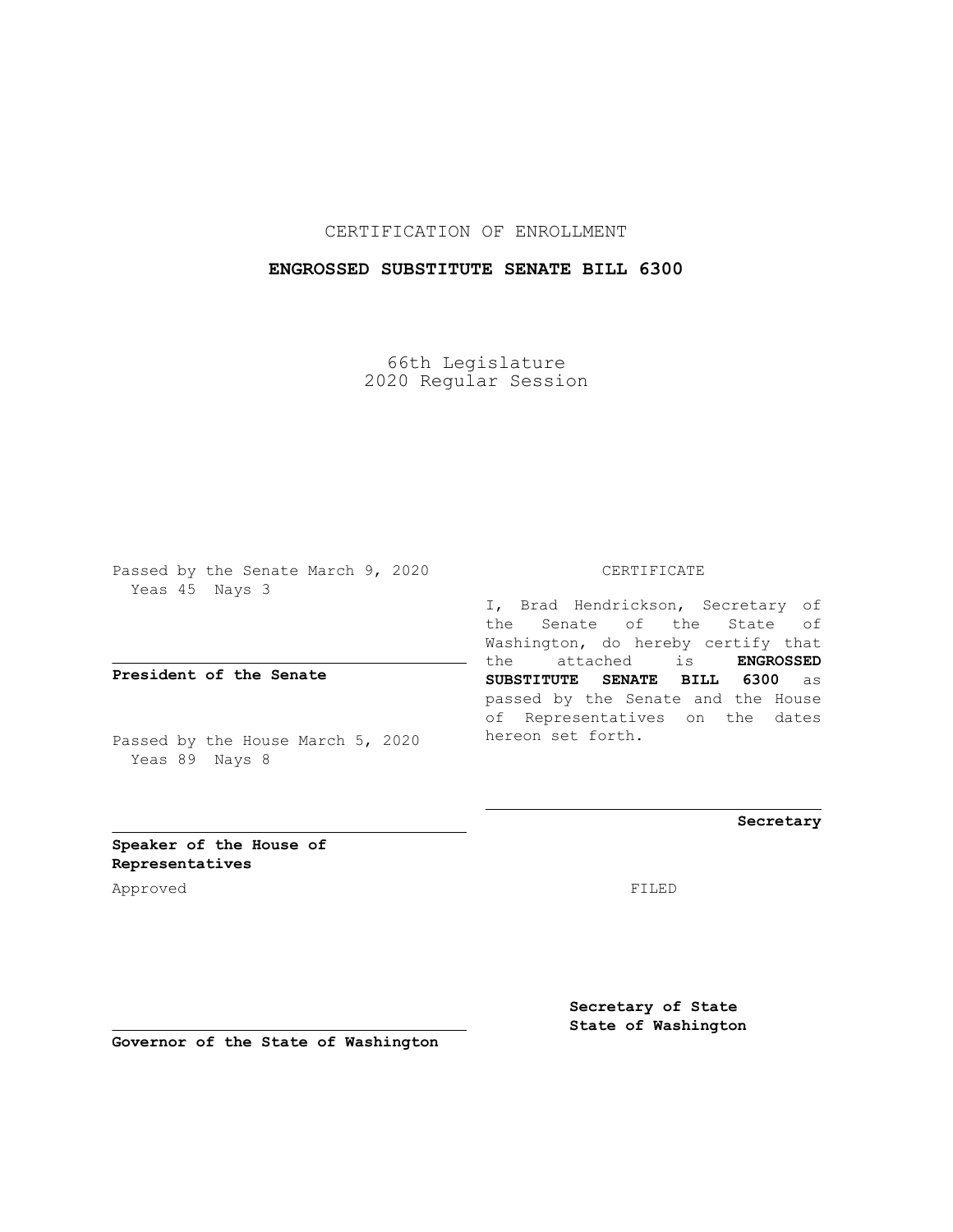CERTIFICATION OF ENROLLMENT

**ENGROSSED SUBSTITUTE SENATE BILL 6300**

66th Legislature
2020 Regular Session

Passed by the Senate March 9, 2020
Yeas 45 Nays 3

**President of the Senate**

Passed by the House March 5, 2020
Yeas 89 Nays 8

**Speaker of the House of Representatives**

Approved

**Governor of the State of Washington**

CERTIFICATE

I, Brad Hendrickson, Secretary of the Senate of the State of Washington, do hereby certify that the attached is **ENGROSSED SUBSTITUTE SENATE BILL 6300** as passed by the Senate and the House of Representatives on the dates hereon set forth.

**Secretary**

FILED

**Secretary of State**
**State of Washington**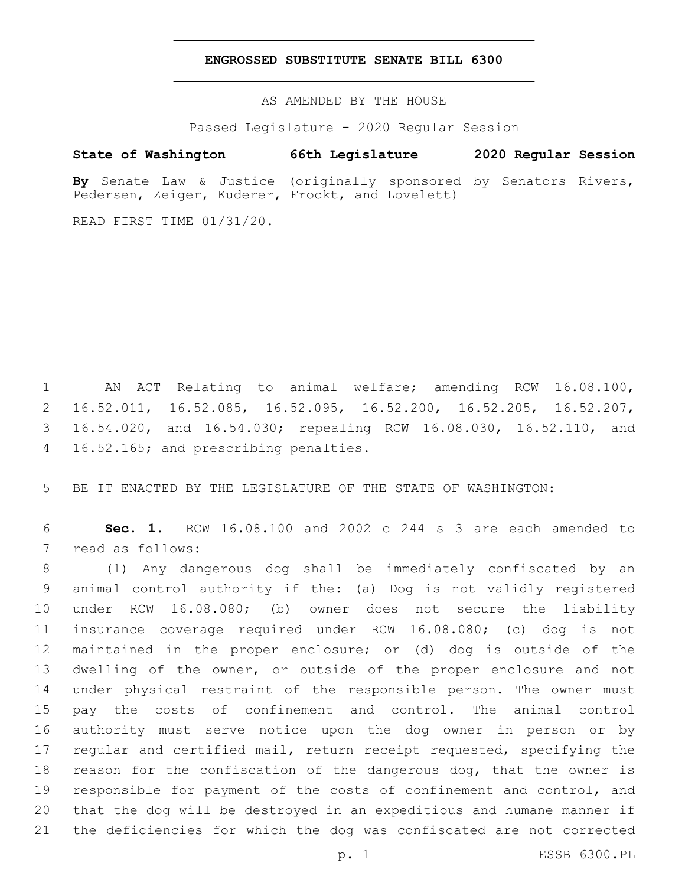# ENGROSSED SUBSTITUTE SENATE BILL 6300

AS AMENDED BY THE HOUSE

Passed Legislature - 2020 Regular Session

**State of Washington 66th Legislature 2020 Regular Session**

**By** Senate Law & Justice (originally sponsored by Senators Rivers, Pedersen, Zeiger, Kuderer, Frockt, and Lovelett)

READ FIRST TIME 01/31/20.

AN ACT Relating to animal welfare; amending RCW 16.08.100, 16.52.011, 16.52.085, 16.52.095, 16.52.200, 16.52.205, 16.52.207, 16.54.020, and 16.54.030; repealing RCW 16.08.030, 16.52.110, and 16.52.165; and prescribing penalties.

BE IT ENACTED BY THE LEGISLATURE OF THE STATE OF WASHINGTON:

**Sec. 1.** RCW 16.08.100 and 2002 c 244 s 3 are each amended to read as follows:

(1) Any dangerous dog shall be immediately confiscated by an animal control authority if the: (a) Dog is not validly registered under RCW 16.08.080; (b) owner does not secure the liability insurance coverage required under RCW 16.08.080; (c) dog is not maintained in the proper enclosure; or (d) dog is outside of the dwelling of the owner, or outside of the proper enclosure and not under physical restraint of the responsible person. The owner must pay the costs of confinement and control. The animal control authority must serve notice upon the dog owner in person or by regular and certified mail, return receipt requested, specifying the reason for the confiscation of the dangerous dog, that the owner is responsible for payment of the costs of confinement and control, and that the dog will be destroyed in an expeditious and humane manner if the deficiencies for which the dog was confiscated are not corrected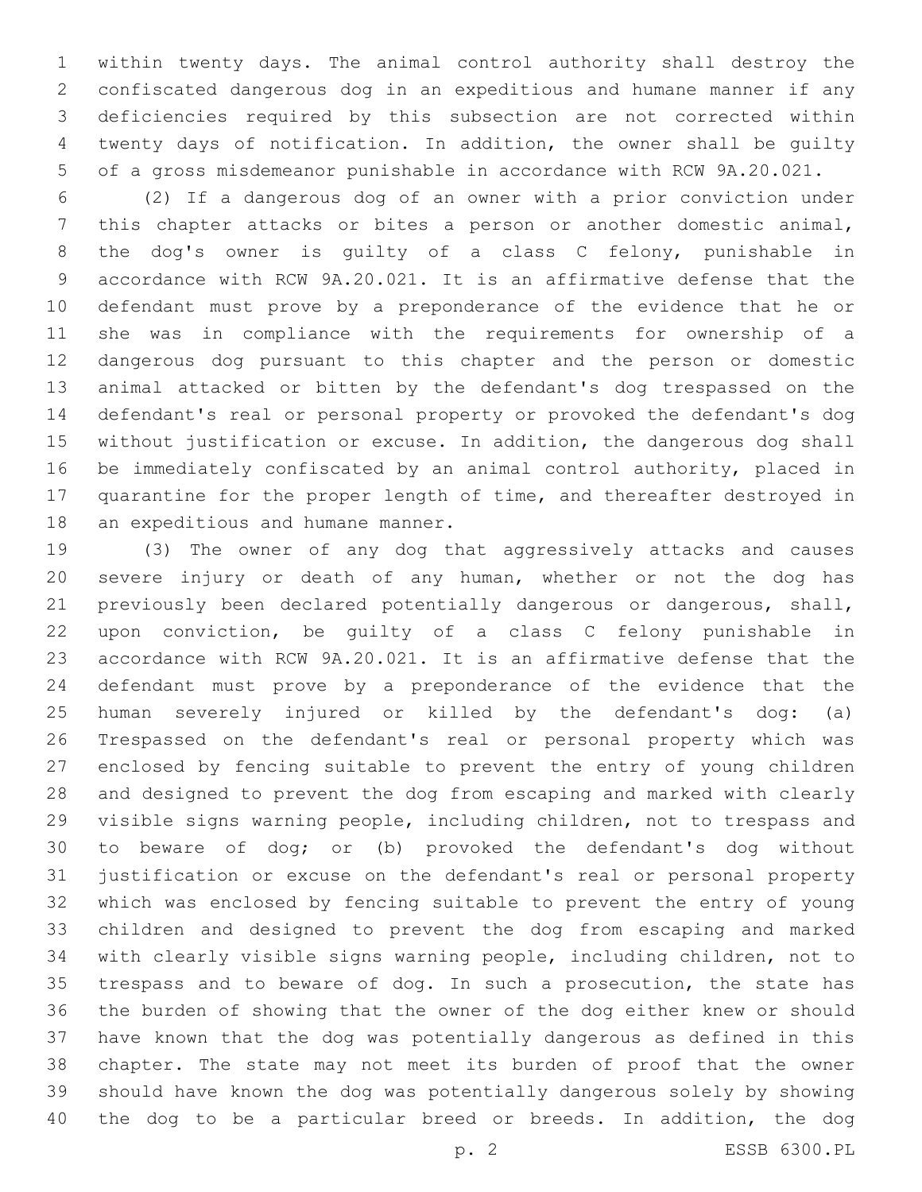within twenty days. The animal control authority shall destroy the confiscated dangerous dog in an expeditious and humane manner if any deficiencies required by this subsection are not corrected within twenty days of notification. In addition, the owner shall be guilty of a gross misdemeanor punishable in accordance with RCW 9A.20.021.

(2) If a dangerous dog of an owner with a prior conviction under this chapter attacks or bites a person or another domestic animal, the dog's owner is guilty of a class C felony, punishable in accordance with RCW 9A.20.021. It is an affirmative defense that the defendant must prove by a preponderance of the evidence that he or she was in compliance with the requirements for ownership of a dangerous dog pursuant to this chapter and the person or domestic animal attacked or bitten by the defendant's dog trespassed on the defendant's real or personal property or provoked the defendant's dog without justification or excuse. In addition, the dangerous dog shall be immediately confiscated by an animal control authority, placed in quarantine for the proper length of time, and thereafter destroyed in an expeditious and humane manner.

(3) The owner of any dog that aggressively attacks and causes severe injury or death of any human, whether or not the dog has previously been declared potentially dangerous or dangerous, shall, upon conviction, be guilty of a class C felony punishable in accordance with RCW 9A.20.021. It is an affirmative defense that the defendant must prove by a preponderance of the evidence that the human severely injured or killed by the defendant's dog: (a) Trespassed on the defendant's real or personal property which was enclosed by fencing suitable to prevent the entry of young children and designed to prevent the dog from escaping and marked with clearly visible signs warning people, including children, not to trespass and to beware of dog; or (b) provoked the defendant's dog without justification or excuse on the defendant's real or personal property which was enclosed by fencing suitable to prevent the entry of young children and designed to prevent the dog from escaping and marked with clearly visible signs warning people, including children, not to trespass and to beware of dog. In such a prosecution, the state has the burden of showing that the owner of the dog either knew or should have known that the dog was potentially dangerous as defined in this chapter. The state may not meet its burden of proof that the owner should have known the dog was potentially dangerous solely by showing the dog to be a particular breed or breeds. In addition, the dog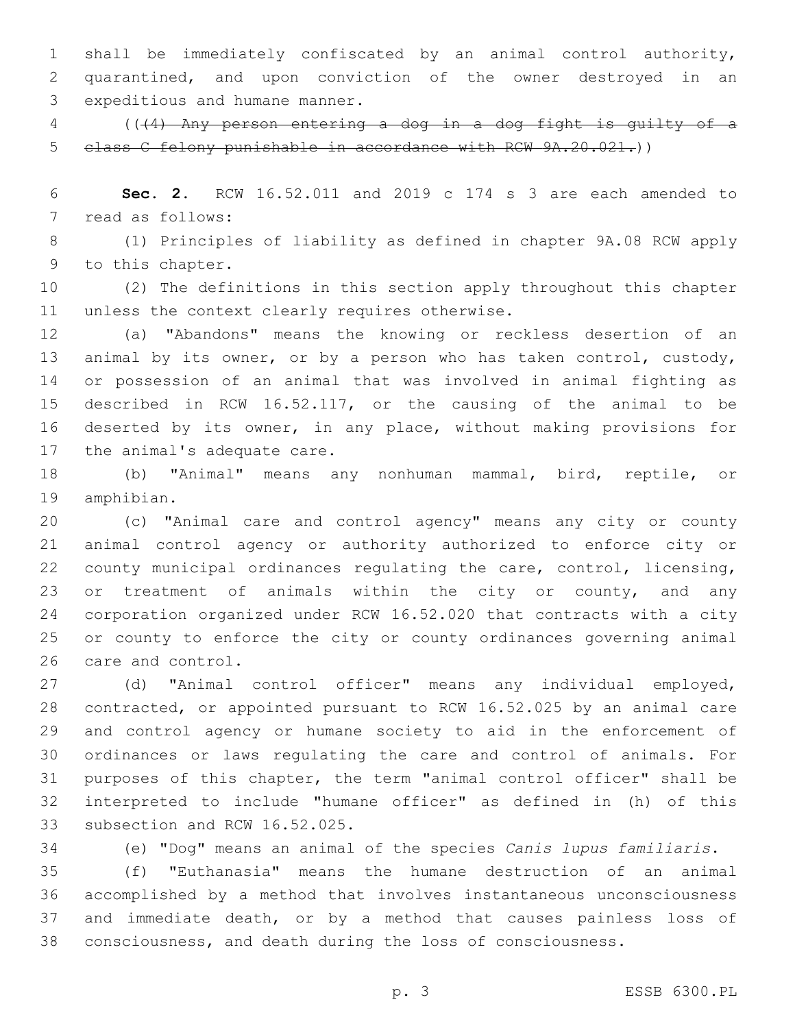shall be immediately confiscated by an animal control authority, quarantined, and upon conviction of the owner destroyed in an expeditious and humane manner.

((~~(4) Any person entering a dog in a dog fight is guilty of a class C felony punishable in accordance with RCW 9A.20.021.~~))

**Sec. 2.** RCW 16.52.011 and 2019 c 174 s 3 are each amended to read as follows:

(1) Principles of liability as defined in chapter 9A.08 RCW apply to this chapter.

(2) The definitions in this section apply throughout this chapter unless the context clearly requires otherwise.

(a) "Abandons" means the knowing or reckless desertion of an animal by its owner, or by a person who has taken control, custody, or possession of an animal that was involved in animal fighting as described in RCW 16.52.117, or the causing of the animal to be deserted by its owner, in any place, without making provisions for the animal's adequate care.

(b) "Animal" means any nonhuman mammal, bird, reptile, or amphibian.

(c) "Animal care and control agency" means any city or county animal control agency or authority authorized to enforce city or county municipal ordinances regulating the care, control, licensing, or treatment of animals within the city or county, and any corporation organized under RCW 16.52.020 that contracts with a city or county to enforce the city or county ordinances governing animal care and control.

(d) "Animal control officer" means any individual employed, contracted, or appointed pursuant to RCW 16.52.025 by an animal care and control agency or humane society to aid in the enforcement of ordinances or laws regulating the care and control of animals. For purposes of this chapter, the term "animal control officer" shall be interpreted to include "humane officer" as defined in (h) of this subsection and RCW 16.52.025.

(e) "Dog" means an animal of the species *Canis lupus familiaris*.

(f) "Euthanasia" means the humane destruction of an animal accomplished by a method that involves instantaneous unconsciousness and immediate death, or by a method that causes painless loss of consciousness, and death during the loss of consciousness.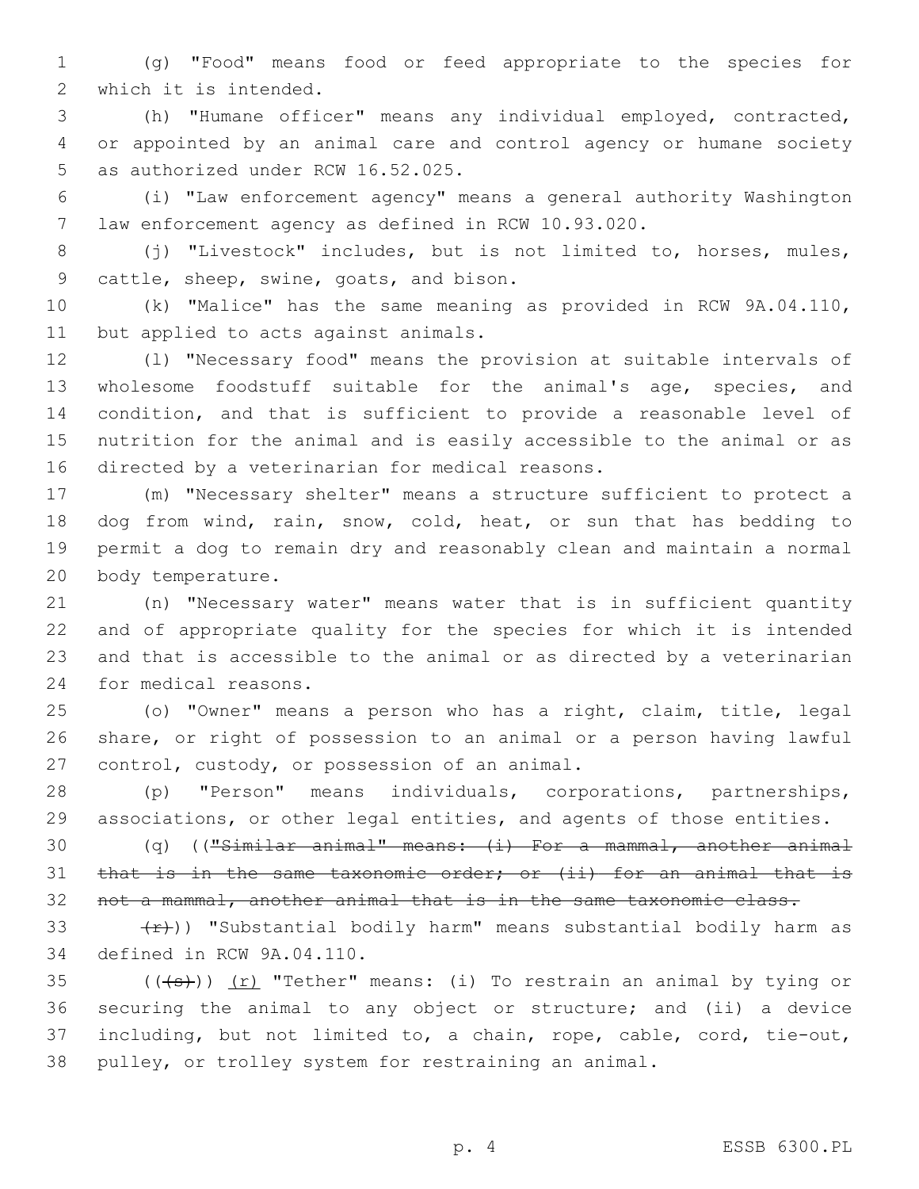(g) "Food" means food or feed appropriate to the species for which it is intended.

(h) "Humane officer" means any individual employed, contracted, or appointed by an animal care and control agency or humane society as authorized under RCW 16.52.025.

(i) "Law enforcement agency" means a general authority Washington law enforcement agency as defined in RCW 10.93.020.

(j) "Livestock" includes, but is not limited to, horses, mules, cattle, sheep, swine, goats, and bison.

(k) "Malice" has the same meaning as provided in RCW 9A.04.110, but applied to acts against animals.

(l) "Necessary food" means the provision at suitable intervals of wholesome foodstuff suitable for the animal's age, species, and condition, and that is sufficient to provide a reasonable level of nutrition for the animal and is easily accessible to the animal or as directed by a veterinarian for medical reasons.

(m) "Necessary shelter" means a structure sufficient to protect a dog from wind, rain, snow, cold, heat, or sun that has bedding to permit a dog to remain dry and reasonably clean and maintain a normal body temperature.

(n) "Necessary water" means water that is in sufficient quantity and of appropriate quality for the species for which it is intended and that is accessible to the animal or as directed by a veterinarian for medical reasons.

(o) "Owner" means a person who has a right, claim, title, legal share, or right of possession to an animal or a person having lawful control, custody, or possession of an animal.

(p) "Person" means individuals, corporations, partnerships, associations, or other legal entities, and agents of those entities.

(q) ((~~"Similar animal" means: (i) For a mammal, another animal that is in the same taxonomic order; or (ii) for an animal that is not a mammal, another animal that is in the same taxonomic class.~~

~~(r)~~)) "Substantial bodily harm" means substantial bodily harm as defined in RCW 9A.04.110.

((~~(s)~~)) <u>(r)</u> "Tether" means: (i) To restrain an animal by tying or securing the animal to any object or structure; and (ii) a device including, but not limited to, a chain, rope, cable, cord, tie-out, pulley, or trolley system for restraining an animal.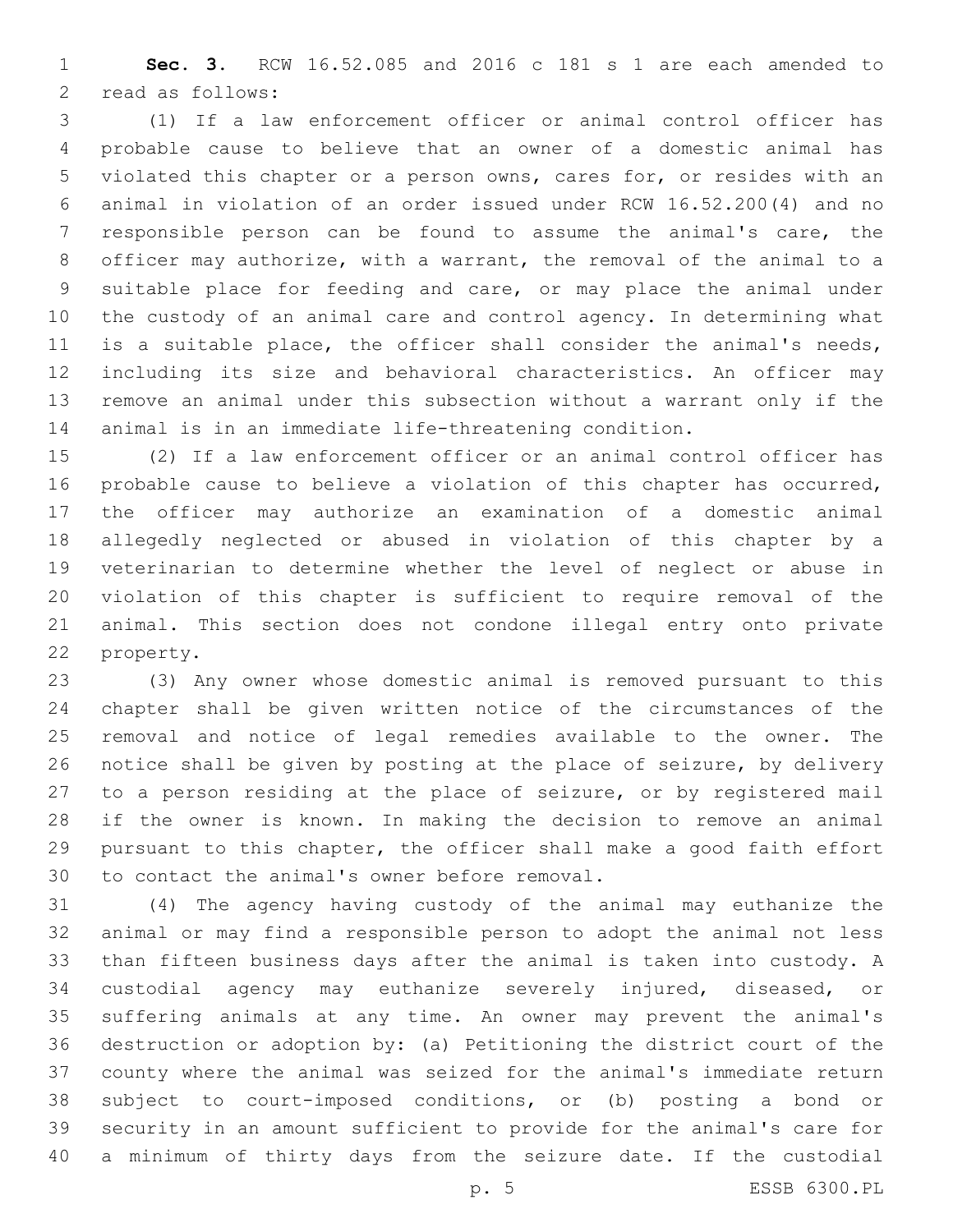**Sec. 3.** RCW 16.52.085 and 2016 c 181 s 1 are each amended to read as follows:

(1) If a law enforcement officer or animal control officer has probable cause to believe that an owner of a domestic animal has violated this chapter or a person owns, cares for, or resides with an animal in violation of an order issued under RCW 16.52.200(4) and no responsible person can be found to assume the animal's care, the officer may authorize, with a warrant, the removal of the animal to a suitable place for feeding and care, or may place the animal under the custody of an animal care and control agency. In determining what is a suitable place, the officer shall consider the animal's needs, including its size and behavioral characteristics. An officer may remove an animal under this subsection without a warrant only if the animal is in an immediate life-threatening condition.

(2) If a law enforcement officer or an animal control officer has probable cause to believe a violation of this chapter has occurred, the officer may authorize an examination of a domestic animal allegedly neglected or abused in violation of this chapter by a veterinarian to determine whether the level of neglect or abuse in violation of this chapter is sufficient to require removal of the animal. This section does not condone illegal entry onto private property.

(3) Any owner whose domestic animal is removed pursuant to this chapter shall be given written notice of the circumstances of the removal and notice of legal remedies available to the owner. The notice shall be given by posting at the place of seizure, by delivery to a person residing at the place of seizure, or by registered mail if the owner is known. In making the decision to remove an animal pursuant to this chapter, the officer shall make a good faith effort to contact the animal's owner before removal.

(4) The agency having custody of the animal may euthanize the animal or may find a responsible person to adopt the animal not less than fifteen business days after the animal is taken into custody. A custodial agency may euthanize severely injured, diseased, or suffering animals at any time. An owner may prevent the animal's destruction or adoption by: (a) Petitioning the district court of the county where the animal was seized for the animal's immediate return subject to court-imposed conditions, or (b) posting a bond or security in an amount sufficient to provide for the animal's care for a minimum of thirty days from the seizure date. If the custodial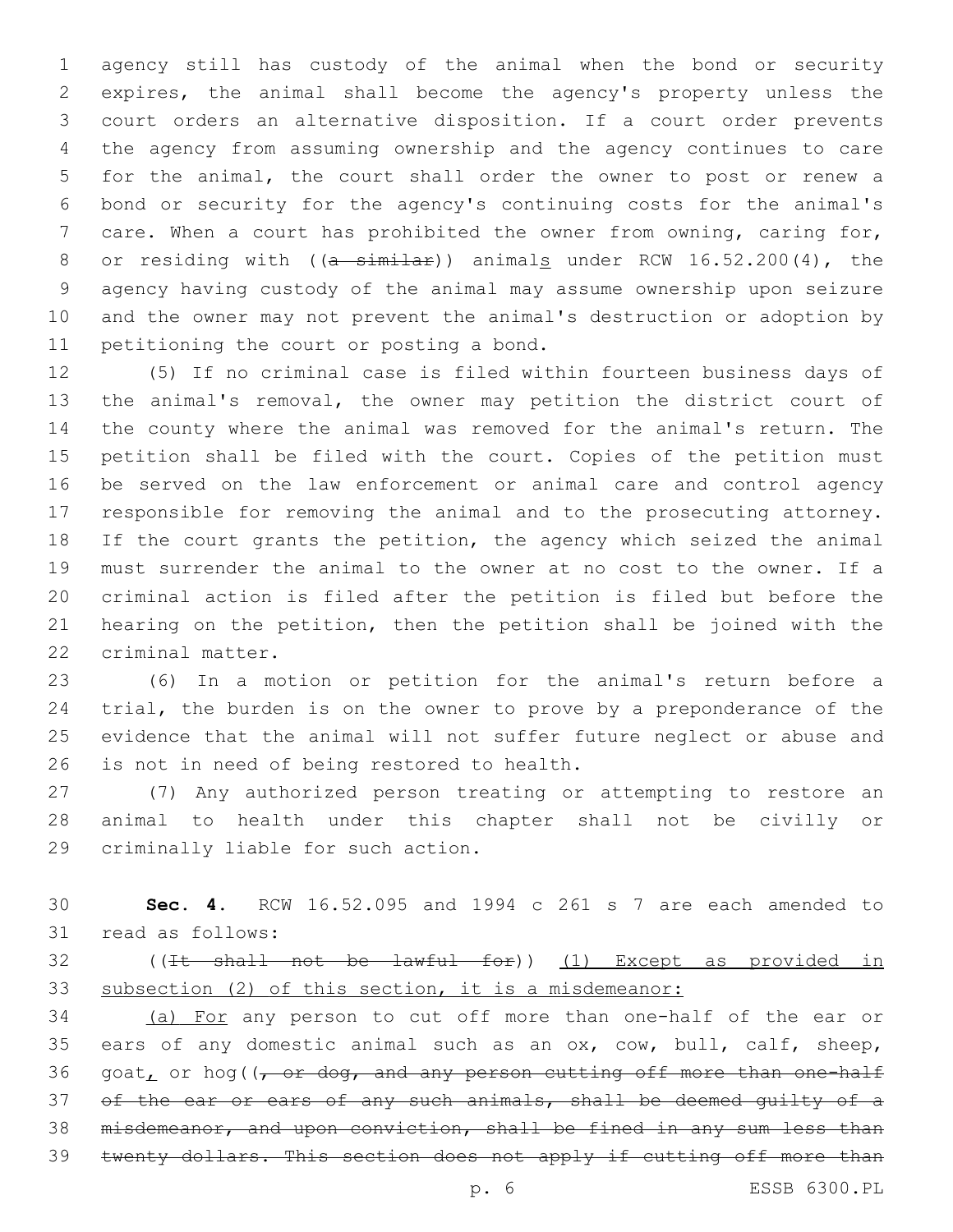agency still has custody of the animal when the bond or security expires, the animal shall become the agency's property unless the court orders an alternative disposition. If a court order prevents the agency from assuming ownership and the agency continues to care for the animal, the court shall order the owner to post or renew a bond or security for the agency's continuing costs for the animal's care. When a court has prohibited the owner from owning, caring for, or residing with ((~~a similar~~)) animal<u>s</u> under RCW 16.52.200(4), the agency having custody of the animal may assume ownership upon seizure and the owner may not prevent the animal's destruction or adoption by petitioning the court or posting a bond.

(5) If no criminal case is filed within fourteen business days of the animal's removal, the owner may petition the district court of the county where the animal was removed for the animal's return. The petition shall be filed with the court. Copies of the petition must be served on the law enforcement or animal care and control agency responsible for removing the animal and to the prosecuting attorney. If the court grants the petition, the agency which seized the animal must surrender the animal to the owner at no cost to the owner. If a criminal action is filed after the petition is filed but before the hearing on the petition, then the petition shall be joined with the criminal matter.

(6) In a motion or petition for the animal's return before a trial, the burden is on the owner to prove by a preponderance of the evidence that the animal will not suffer future neglect or abuse and is not in need of being restored to health.

(7) Any authorized person treating or attempting to restore an animal to health under this chapter shall not be civilly or criminally liable for such action.

**Sec. 4.** RCW 16.52.095 and 1994 c 261 s 7 are each amended to read as follows:

((~~It shall not be lawful for~~)) <u>(1) Except as provided in subsection (2) of this section, it is a misdemeanor:</u>

<u>(a) For</u> any person to cut off more than one-half of the ear or ears of any domestic animal such as an ox, cow, bull, calf, sheep, goat<u>,</u> or hog((~~, or dog, and any person cutting off more than one-half of the ear or ears of any such animals, shall be deemed guilty of a misdemeanor, and upon conviction, shall be fined in any sum less than twenty dollars. This section does not apply if cutting off more than~~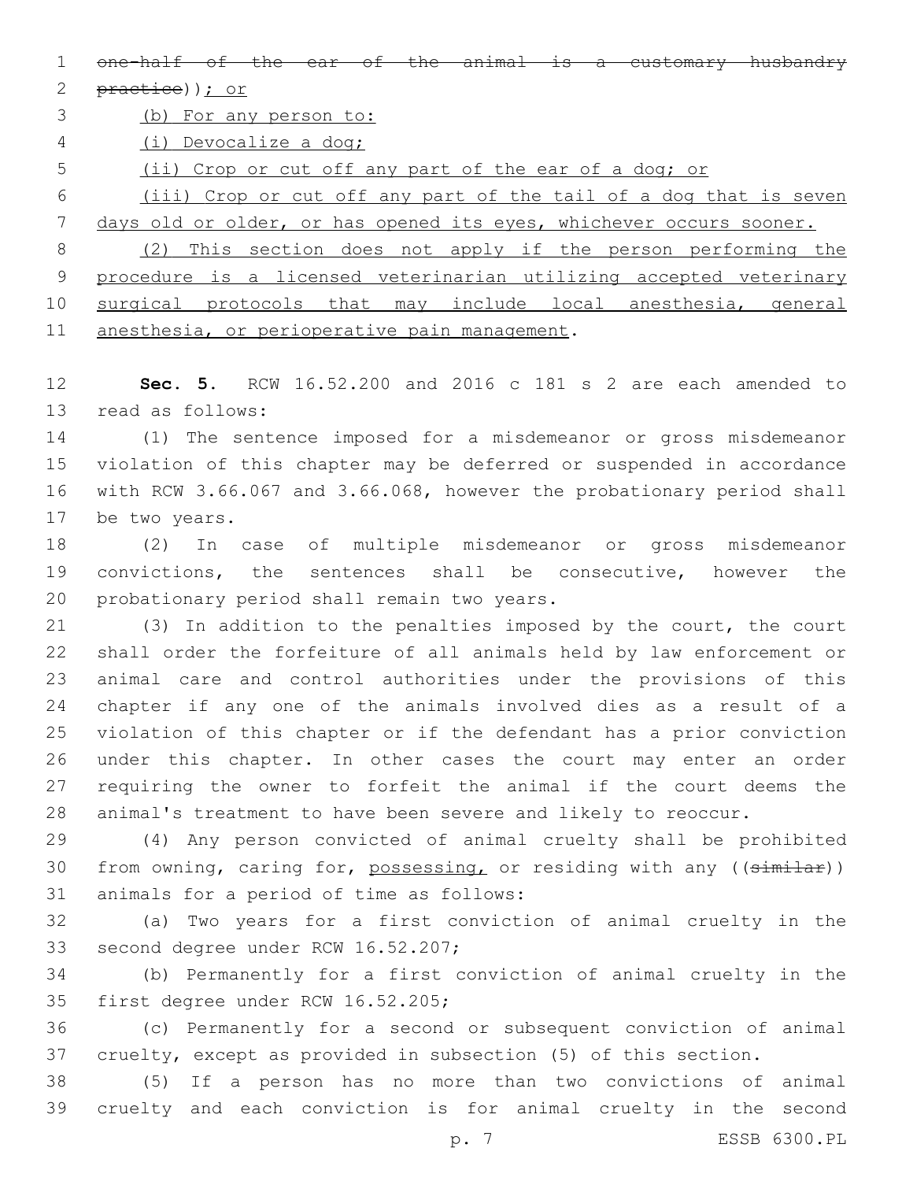~~one-half of the ear of the animal is a customary husbandry practice~~)); or

(b) For any person to:

(i) Devocalize a dog;

(ii) Crop or cut off any part of the ear of a dog; or

(iii) Crop or cut off any part of the tail of a dog that is seven days old or older, or has opened its eyes, whichever occurs sooner.

(2) This section does not apply if the person performing the procedure is a licensed veterinarian utilizing accepted veterinary surgical protocols that may include local anesthesia, general anesthesia, or perioperative pain management.

**Sec. 5.** RCW 16.52.200 and 2016 c 181 s 2 are each amended to read as follows:

(1) The sentence imposed for a misdemeanor or gross misdemeanor violation of this chapter may be deferred or suspended in accordance with RCW 3.66.067 and 3.66.068, however the probationary period shall be two years.

(2) In case of multiple misdemeanor or gross misdemeanor convictions, the sentences shall be consecutive, however the probationary period shall remain two years.

(3) In addition to the penalties imposed by the court, the court shall order the forfeiture of all animals held by law enforcement or animal care and control authorities under the provisions of this chapter if any one of the animals involved dies as a result of a violation of this chapter or if the defendant has a prior conviction under this chapter. In other cases the court may enter an order requiring the owner to forfeit the animal if the court deems the animal's treatment to have been severe and likely to reoccur.

(4) Any person convicted of animal cruelty shall be prohibited from owning, caring for, possessing, or residing with any ((~~similar~~)) animals for a period of time as follows:

(a) Two years for a first conviction of animal cruelty in the second degree under RCW 16.52.207;

(b) Permanently for a first conviction of animal cruelty in the first degree under RCW 16.52.205;

(c) Permanently for a second or subsequent conviction of animal cruelty, except as provided in subsection (5) of this section.

(5) If a person has no more than two convictions of animal cruelty and each conviction is for animal cruelty in the second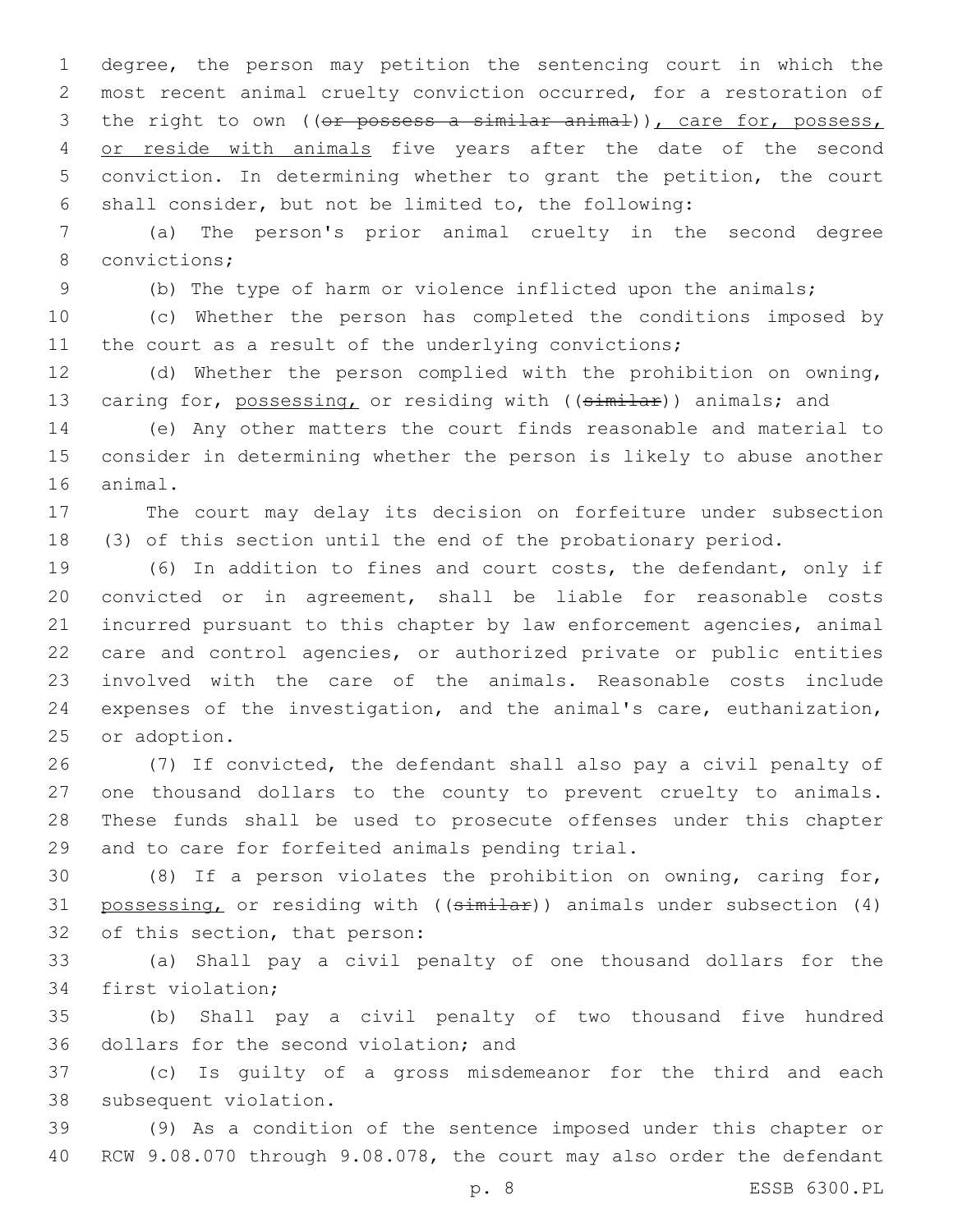degree, the person may petition the sentencing court in which the most recent animal cruelty conviction occurred, for a restoration of the right to own ((~~or possess a similar animal~~)), care for, possess, or reside with animals five years after the date of the second conviction. In determining whether to grant the petition, the court shall consider, but not be limited to, the following:

(a) The person's prior animal cruelty in the second degree convictions;

(b) The type of harm or violence inflicted upon the animals;

(c) Whether the person has completed the conditions imposed by the court as a result of the underlying convictions;

(d) Whether the person complied with the prohibition on owning, caring for, possessing, or residing with ((~~similar~~)) animals; and

(e) Any other matters the court finds reasonable and material to consider in determining whether the person is likely to abuse another animal.

The court may delay its decision on forfeiture under subsection (3) of this section until the end of the probationary period.

(6) In addition to fines and court costs, the defendant, only if convicted or in agreement, shall be liable for reasonable costs incurred pursuant to this chapter by law enforcement agencies, animal care and control agencies, or authorized private or public entities involved with the care of the animals. Reasonable costs include expenses of the investigation, and the animal's care, euthanization, or adoption.

(7) If convicted, the defendant shall also pay a civil penalty of one thousand dollars to the county to prevent cruelty to animals. These funds shall be used to prosecute offenses under this chapter and to care for forfeited animals pending trial.

(8) If a person violates the prohibition on owning, caring for, possessing, or residing with ((~~similar~~)) animals under subsection (4) of this section, that person:

(a) Shall pay a civil penalty of one thousand dollars for the first violation;

(b) Shall pay a civil penalty of two thousand five hundred dollars for the second violation; and

(c) Is guilty of a gross misdemeanor for the third and each subsequent violation.

(9) As a condition of the sentence imposed under this chapter or RCW 9.08.070 through 9.08.078, the court may also order the defendant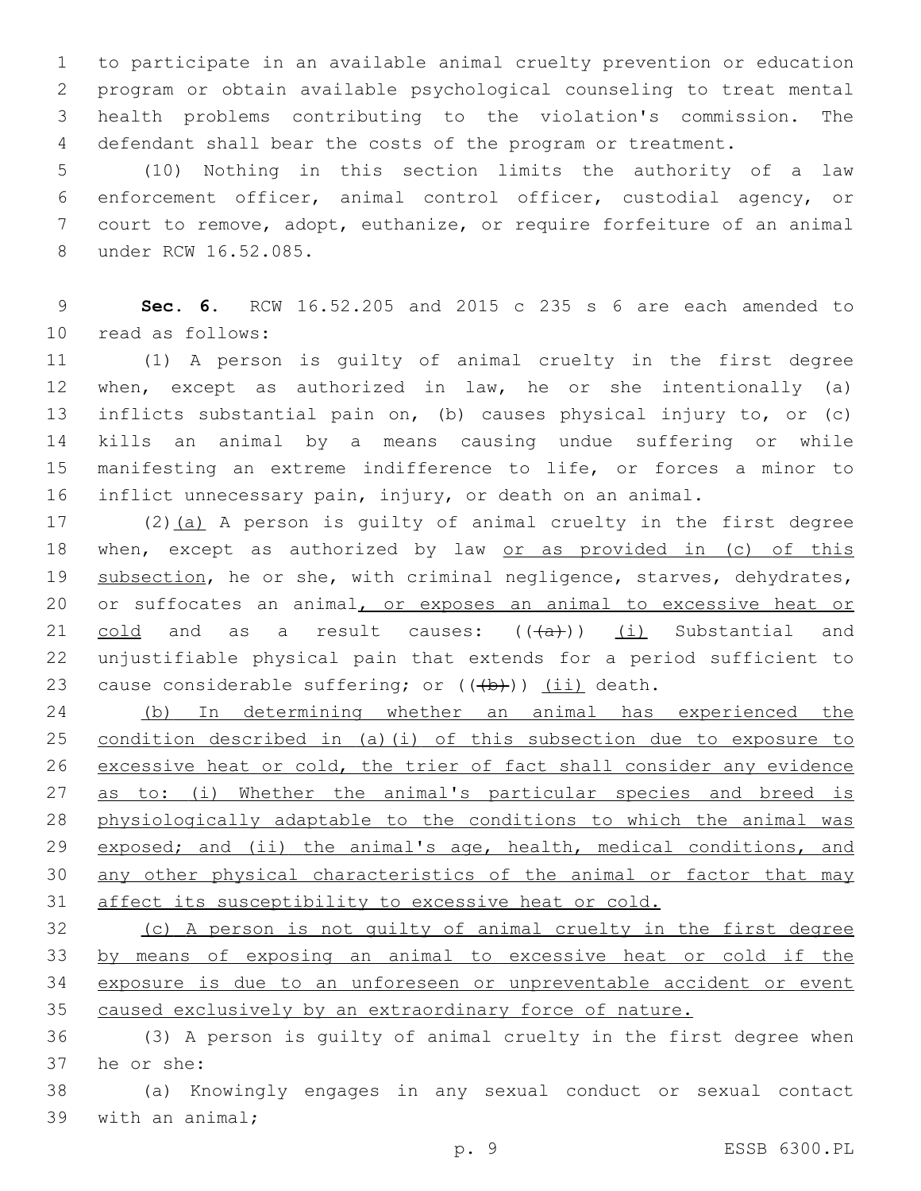to participate in an available animal cruelty prevention or education program or obtain available psychological counseling to treat mental health problems contributing to the violation's commission. The defendant shall bear the costs of the program or treatment.

(10) Nothing in this section limits the authority of a law enforcement officer, animal control officer, custodial agency, or court to remove, adopt, euthanize, or require forfeiture of an animal under RCW 16.52.085.

**Sec. 6.** RCW 16.52.205 and 2015 c 235 s 6 are each amended to read as follows:

(1) A person is guilty of animal cruelty in the first degree when, except as authorized in law, he or she intentionally (a) inflicts substantial pain on, (b) causes physical injury to, or (c) kills an animal by a means causing undue suffering or while manifesting an extreme indifference to life, or forces a minor to inflict unnecessary pain, injury, or death on an animal.

(2)(a) A person is guilty of animal cruelty in the first degree when, except as authorized by law or as provided in (c) of this subsection, he or she, with criminal negligence, starves, dehydrates, or suffocates an animal, or exposes an animal to excessive heat or cold and as a result causes: (((a))) (i) Substantial and unjustifiable physical pain that extends for a period sufficient to cause considerable suffering; or (((b))) (ii) death.

(b) In determining whether an animal has experienced the condition described in (a)(i) of this subsection due to exposure to excessive heat or cold, the trier of fact shall consider any evidence as to: (i) Whether the animal's particular species and breed is physiologically adaptable to the conditions to which the animal was exposed; and (ii) the animal's age, health, medical conditions, and any other physical characteristics of the animal or factor that may affect its susceptibility to excessive heat or cold.

(c) A person is not guilty of animal cruelty in the first degree by means of exposing an animal to excessive heat or cold if the exposure is due to an unforeseen or unpreventable accident or event caused exclusively by an extraordinary force of nature.

(3) A person is guilty of animal cruelty in the first degree when he or she:

(a) Knowingly engages in any sexual conduct or sexual contact with an animal;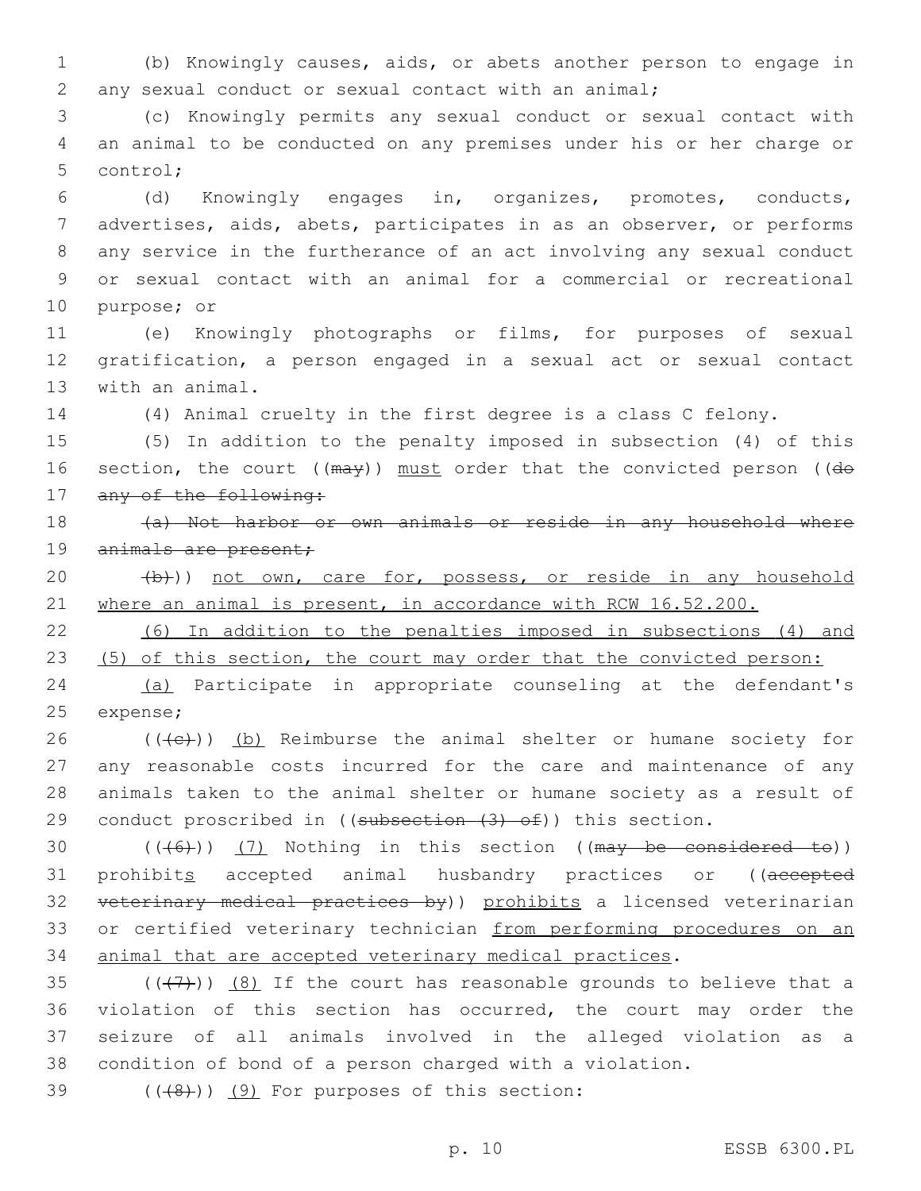(b) Knowingly causes, aids, or abets another person to engage in any sexual conduct or sexual contact with an animal;

(c) Knowingly permits any sexual conduct or sexual contact with an animal to be conducted on any premises under his or her charge or control;

(d) Knowingly engages in, organizes, promotes, conducts, advertises, aids, abets, participates in as an observer, or performs any service in the furtherance of an act involving any sexual conduct or sexual contact with an animal for a commercial or recreational purpose; or

(e) Knowingly photographs or films, for purposes of sexual gratification, a person engaged in a sexual act or sexual contact with an animal.

(4) Animal cruelty in the first degree is a class C felony.

(5) In addition to the penalty imposed in subsection (4) of this section, the court ((~~may~~)) <u>must</u> order that the convicted person ((~~do any of the following:~~

~~(a) Not harbor or own animals or reside in any household where animals are present;~~

~~(b)~~)) <u>not own, care for, possess, or reside in any household where an animal is present, in accordance with RCW 16.52.200.</u>

<u>(6) In addition to the penalties imposed in subsections (4) and (5) of this section, the court may order that the convicted person:</u>

<u>(a)</u> Participate in appropriate counseling at the defendant's expense;

((~~(c)~~)) <u>(b)</u> Reimburse the animal shelter or humane society for any reasonable costs incurred for the care and maintenance of any animals taken to the animal shelter or humane society as a result of conduct proscribed in ((~~subsection (3) of~~)) this section.

((~~(6)~~)) <u>(7)</u> Nothing in this section ((~~may be considered to~~)) prohibit<u>s</u> accepted animal husbandry practices or ((~~accepted veterinary medical practices by~~)) <u>prohibits</u> a licensed veterinarian or certified veterinary technician <u>from performing procedures on an animal that are accepted veterinary medical practices</u>.

((~~(7)~~)) <u>(8)</u> If the court has reasonable grounds to believe that a violation of this section has occurred, the court may order the seizure of all animals involved in the alleged violation as a condition of bond of a person charged with a violation.

((~~(8)~~)) <u>(9)</u> For purposes of this section: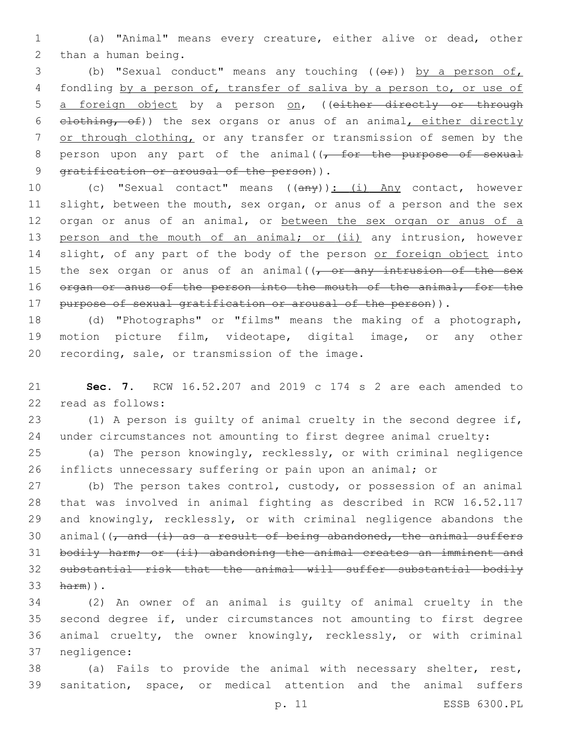(a) "Animal" means every creature, either alive or dead, other than a human being.

(b) "Sexual conduct" means any touching ((~~or~~)) by a person of, fondling by a person of, transfer of saliva by a person to, or use of a foreign object by a person on, ((~~either directly or through clothing, of~~)) the sex organs or anus of an animal, either directly or through clothing, or any transfer or transmission of semen by the person upon any part of the animal((~~, for the purpose of sexual gratification or arousal of the person~~)).

(c) "Sexual contact" means ((~~any~~)): (i) Any contact, however slight, between the mouth, sex organ, or anus of a person and the sex organ or anus of an animal, or between the sex organ or anus of a person and the mouth of an animal; or (ii) any intrusion, however slight, of any part of the body of the person or foreign object into the sex organ or anus of an animal((~~, or any intrusion of the sex organ or anus of the person into the mouth of the animal, for the purpose of sexual gratification or arousal of the person~~)).

(d) "Photographs" or "films" means the making of a photograph, motion picture film, videotape, digital image, or any other recording, sale, or transmission of the image.

**Sec. 7.** RCW 16.52.207 and 2019 c 174 s 2 are each amended to read as follows:

(1) A person is guilty of animal cruelty in the second degree if, under circumstances not amounting to first degree animal cruelty:

(a) The person knowingly, recklessly, or with criminal negligence inflicts unnecessary suffering or pain upon an animal; or

(b) The person takes control, custody, or possession of an animal that was involved in animal fighting as described in RCW 16.52.117 and knowingly, recklessly, or with criminal negligence abandons the animal((~~, and (i) as a result of being abandoned, the animal suffers bodily harm; or (ii) abandoning the animal creates an imminent and substantial risk that the animal will suffer substantial bodily harm~~)).

(2) An owner of an animal is guilty of animal cruelty in the second degree if, under circumstances not amounting to first degree animal cruelty, the owner knowingly, recklessly, or with criminal negligence:

(a) Fails to provide the animal with necessary shelter, rest, sanitation, space, or medical attention and the animal suffers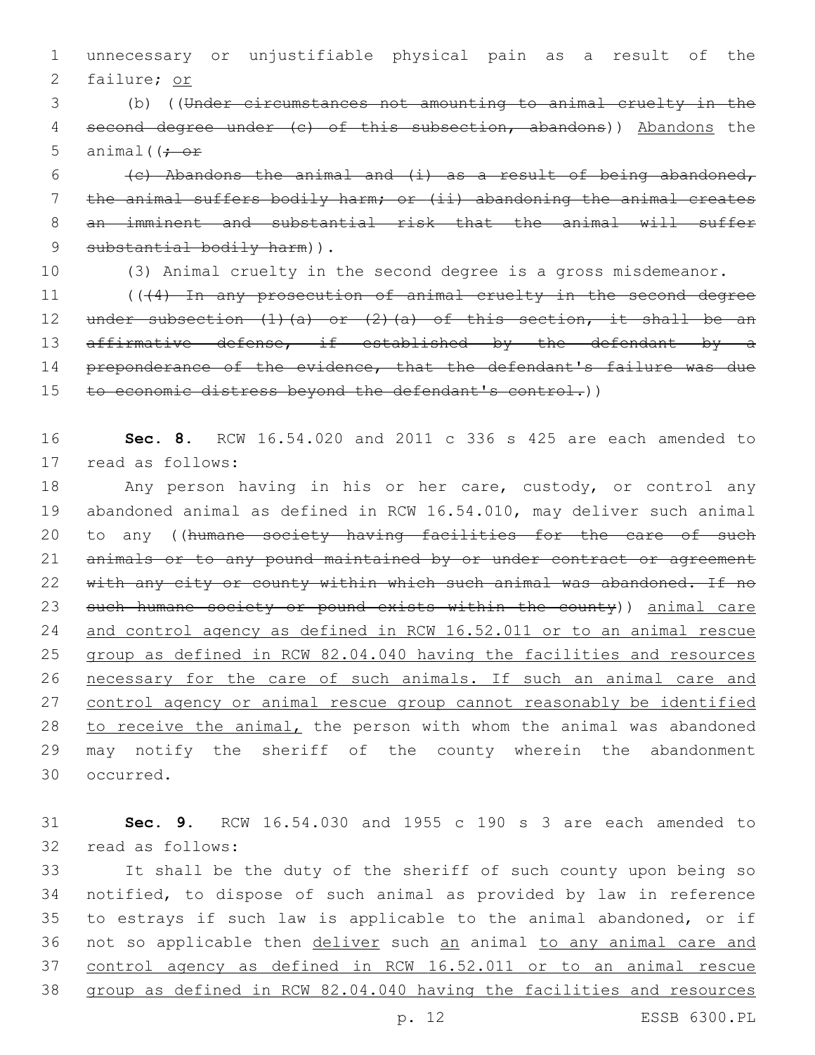unnecessary or unjustifiable physical pain as a result of the failure; <u>or</u>

(b) ((~~Under circumstances not amounting to animal cruelty in the second degree under (c) of this subsection, abandons~~)) <u>Abandons</u> the animal((~~; or~~

~~(c) Abandons the animal and (i) as a result of being abandoned, the animal suffers bodily harm; or (ii) abandoning the animal creates an imminent and substantial risk that the animal will suffer substantial bodily harm~~)).

(3) Animal cruelty in the second degree is a gross misdemeanor.

((~~(4) In any prosecution of animal cruelty in the second degree under subsection (1)(a) or (2)(a) of this section, it shall be an affirmative defense, if established by the defendant by a preponderance of the evidence, that the defendant's failure was due to economic distress beyond the defendant's control.~~))

**Sec. 8.** RCW 16.54.020 and 2011 c 336 s 425 are each amended to read as follows:

Any person having in his or her care, custody, or control any abandoned animal as defined in RCW 16.54.010, may deliver such animal to any ((~~humane society having facilities for the care of such animals or to any pound maintained by or under contract or agreement with any city or county within which such animal was abandoned. If no such humane society or pound exists within the county~~)) <u>animal care and control agency as defined in RCW 16.52.011 or to an animal rescue group as defined in RCW 82.04.040 having the facilities and resources necessary for the care of such animals. If such an animal care and control agency or animal rescue group cannot reasonably be identified to receive the animal,</u> the person with whom the animal was abandoned may notify the sheriff of the county wherein the abandonment occurred.

**Sec. 9.** RCW 16.54.030 and 1955 c 190 s 3 are each amended to read as follows:

It shall be the duty of the sheriff of such county upon being so notified, to dispose of such animal as provided by law in reference to estrays if such law is applicable to the animal abandoned, or if not so applicable then <u>deliver</u> such <u>an</u> animal <u>to any animal care and control agency as defined in RCW 16.52.011 or to an animal rescue group as defined in RCW 82.04.040 having the facilities and resources</u>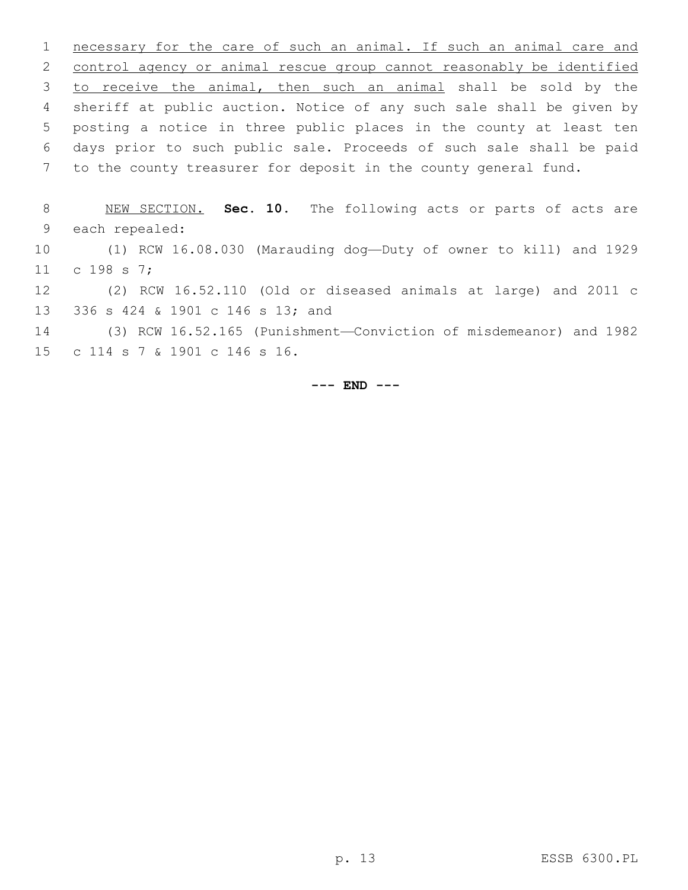necessary for the care of such an animal. If such an animal care and control agency or animal rescue group cannot reasonably be identified to receive the animal, then such an animal shall be sold by the sheriff at public auction. Notice of any such sale shall be given by posting a notice in three public places in the county at least ten days prior to such public sale. Proceeds of such sale shall be paid to the county treasurer for deposit in the county general fund.

NEW SECTION. **Sec. 10.** The following acts or parts of acts are each repealed:

(1) RCW 16.08.030 (Marauding dog—Duty of owner to kill) and 1929 c 198 s 7;

(2) RCW 16.52.110 (Old or diseased animals at large) and 2011 c 336 s 424 & 1901 c 146 s 13; and

(3) RCW 16.52.165 (Punishment—Conviction of misdemeanor) and 1982 c 114 s 7 & 1901 c 146 s 16.

**--- END ---**